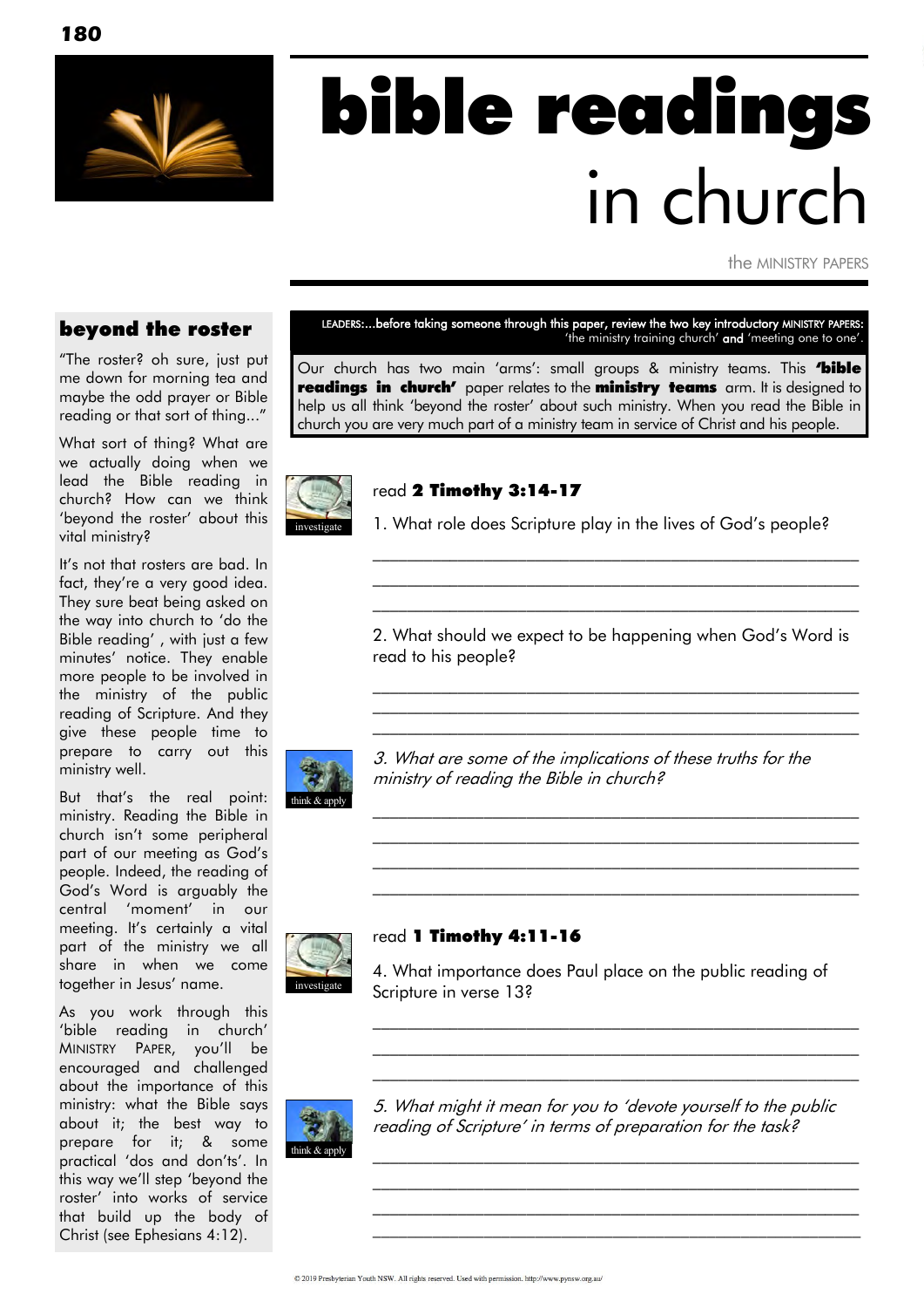# bible readings in church

the MINISTRY PAPERS

## beyond the roster

"The roster? oh sure, just put me down for morning tea and maybe the odd prayer or Bible reading or that sort of thing…"

What sort of thing? What are we actually doing when we lead the Bible reading in church? How can we think 'beyond the roster' about this vital ministry?

It's not that rosters are bad. In fact, they're a very good idea. They sure beat being asked on the way into church to 'do the Bible reading' , with just a few minutes' notice. They enable more people to be involved in the ministry of the public reading of Scripture. And they give these people time to prepare to carry out this ministry well.

But that's the real point: ministry. Reading the Bible in church isn't some peripheral part of our meeting as God's people. Indeed, the reading of God's Word is arguably the central 'moment' in our meeting. It's certainly a vital part of the ministry we all share in when we come together in Jesus' name.

As you work through this 'bible reading in church' MINISTRY PAPER, you'll be encouraged and challenged about the importance of this ministry: what the Bible says about it; the best way to prepare for it; & some practical 'dos and don'ts'. In this way we'll step 'beyond the roster' into works of service that build up the body of Christ (see Ephesians 4:12).

---

**LEADERS:…before taking someone through this paper, review the two key introductory MINISTRY PAPERS: 'the ministry training church' and 'meeting one to one'.**

Our church has two main 'arms': small groups & ministry teams. This **'bible readings in church'** paper relates to the **ministry teams** arm. It is designed to help us all think 'beyond the roster' about such ministry. When you read the Bible in church you are very much part of a ministry team in service of Christ and his people.

investigate

read **2 Timothy 3:14-17**

1. What role does Scripture play in the lives of God's people?

______________________________________________

______________________________________________

______________________________________________

2. What should we expect to be happening when God's Word is read to his people?

______________________________________________

______________________________________________

______________________________________________

think & apply

*3. What are some of the implications of these truths for the ministry of reading the Bible in church?*

______________________________________________

______________________________________________

______________________________________________

______________________________________________

investigate

read **1 Timothy 4:11-16**

4. What importance does Paul place on the public reading of Scripture in verse 13?

______________________________________________

______________________________________________

______________________________________________

think & apply

*5. What might it mean for you to 'devote yourself to the public reading of Scripture' in terms of preparation for the task?*

______________________________________________

______________________________________________

______________________________________________

______________________________________________

© 2019 Presbyterian Youth NSW. All rights reserved. Used with permission. http://www.pynsw.org.au/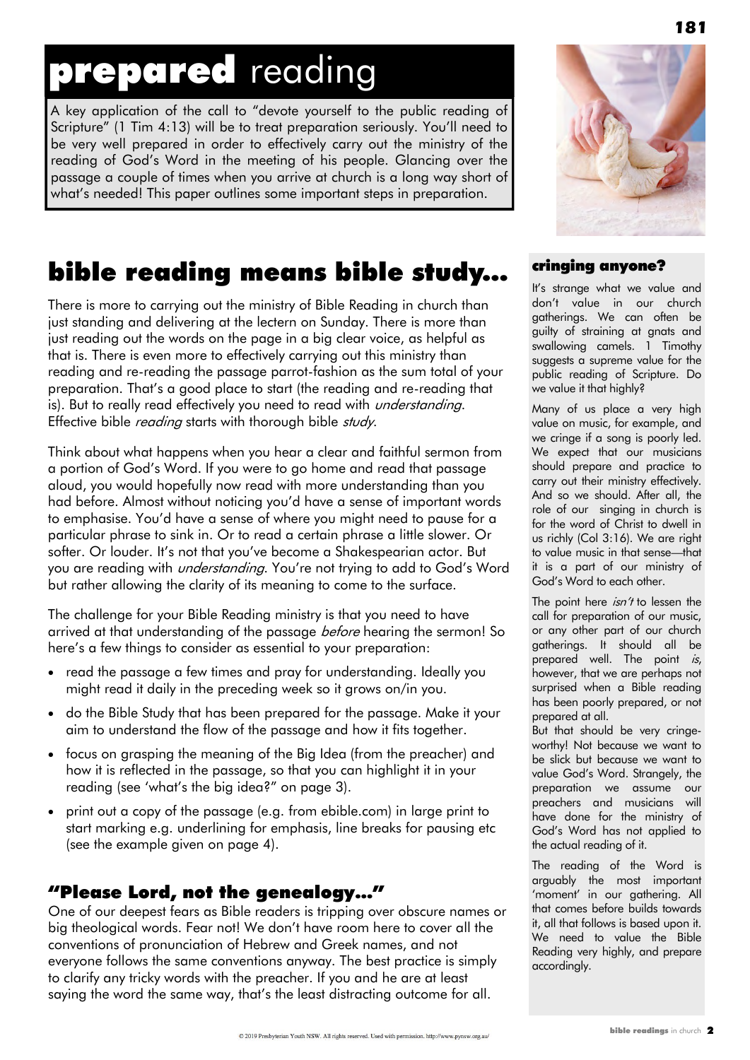# **prepared** reading

A key application of the call to "devote yourself to the public reading of Scripture" (1 Tim 4:13) will be to treat preparation seriously. You'll need to be very well prepared in order to effectively carry out the ministry of the reading of God's Word in the meeting of his people. Glancing over the passage a couple of times when you arrive at church is a long way short of what's needed! This paper outlines some important steps in preparation.

## bible reading means bible study...

There is more to carrying out the ministry of Bible Reading in church than just standing and delivering at the lectern on Sunday. There is more than just reading out the words on the page in a big clear voice, as helpful as that is. There is even more to effectively carrying out this ministry than reading and re-reading the passage parrot-fashion as the sum total of your preparation. That's a good place to start (the reading and re-reading that is). But to really read effectively you need to read with *understanding*. Effective bible *reading* starts with thorough bible *study*.

Think about what happens when you hear a clear and faithful sermon from a portion of God's Word. If you were to go home and read that passage aloud, you would hopefully now read with more understanding than you had before. Almost without noticing you'd have a sense of important words to emphasise. You'd have a sense of where you might need to pause for a particular phrase to sink in. Or to read a certain phrase a little slower. Or softer. Or louder. It's not that you've become a Shakespearian actor. But you are reading with *understanding*. You're not trying to add to God's Word but rather allowing the clarity of its meaning to come to the surface.

The challenge for your Bible Reading ministry is that you need to have arrived at that understanding of the passage *before* hearing the sermon! So here's a few things to consider as essential to your preparation:

- read the passage a few times and pray for understanding. Ideally you might read it daily in the preceding week so it grows on/in you.
- do the Bible Study that has been prepared for the passage. Make it your aim to understand the flow of the passage and how it fits together.
- focus on grasping the meaning of the Big Idea (from the preacher) and how it is reflected in the passage, so that you can highlight it in your reading (see 'what's the big idea?" on page 3).
- print out a copy of the passage (e.g. from ebible.com) in large print to start marking e.g. underlining for emphasis, line breaks for pausing etc (see the example given on page 4).

### "Please Lord, not the genealogy..."

One of our deepest fears as Bible readers is tripping over obscure names or big theological words. Fear not! We don't have room here to cover all the conventions of pronunciation of Hebrew and Greek names, and not everyone follows the same conventions anyway. The best practice is simply to clarify any tricky words with the preacher. If you and he are at least saying the word the same way, that's the least distracting outcome for all.

### cringing anyone?

It's strange what we value and don't value in our church gatherings. We can often be guilty of straining at gnats and swallowing camels. 1 Timothy suggests a supreme value for the public reading of Scripture. Do we value it that highly?

Many of us place a very high value on music, for example, and we cringe if a song is poorly led. We expect that our musicians should prepare and practice to carry out their ministry effectively. And so we should. After all, the role of our singing in church is for the word of Christ to dwell in us richly (Col 3:16). We are right to value music in that sense—that it is a part of our ministry of God's Word to each other.

The point here *isn't* to lessen the call for preparation of our music, or any other part of our church gatherings. It should all be prepared well. The point *is*, however, that we are perhaps not surprised when a Bible reading has been poorly prepared, or not prepared at all.

But that should be very cringe-worthy! Not because we want to be slick but because we want to value God's Word. Strangely, the preparation we assume our preachers and musicians will have done for the ministry of God's Word has not applied to the actual reading of it.

The reading of the Word is arguably the most important 'moment' in our gathering. All that comes before builds towards it, all that follows is based upon it. We need to value the Bible Reading very highly, and prepare accordingly.

© 2019 Presbyterian Youth NSW. All rights reserved. Used with permission. http://www.pynsw.org.au/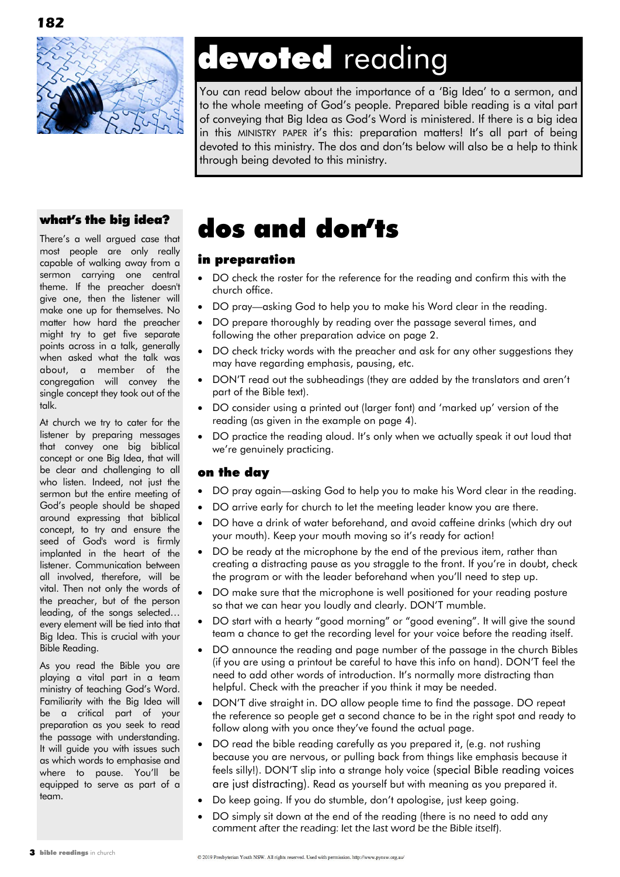# **devoted** reading

You can read below about the importance of a 'Big Idea' to a sermon, and to the whole meeting of God's people. Prepared bible reading is a vital part of conveying that Big Idea as God's Word is ministered. If there is a big idea in this MINISTRY PAPER it's this: preparation matters! It's all part of being devoted to this ministry. The dos and don'ts below will also be a help to think through being devoted to this ministry.

## what's the big idea?

There's a well argued case that most people are only really capable of walking away from a sermon carrying one central theme. If the preacher doesn't give one, then the listener will make one up for themselves. No matter how hard the preacher might try to get five separate points across in a talk, generally when asked what the talk was about, a member of the congregation will convey the single concept they took out of the talk.

At church we try to cater for the listener by preparing messages that convey but one big biblical concept or one Big Idea, that will be clear and challenging to all who listen. Indeed, not just the sermon but the entire meeting of God's people should be shaped around expressing that biblical concept, to try and ensure the seed of God's word is firmly implanted in the heart of the listener. Communication between all involved, therefore, will be vital. Then not only the words of the preacher, but of the person leading, of the songs selected… every element will be tied into that Big Idea. This is crucial with your Bible Reading.

As you read the Bible you are playing a vital part in a team ministry of teaching God's Word. Familiarity with the Big Idea will be a critical part of your preparation as you seek to read the passage with understanding. It will guide you with issues such as which words to emphasise and where to pause. You'll be equipped to serve as part of a team.

# dos and don'ts

### in preparation

- DO check the roster for the reference for the reading and confirm this with the church office.
- DO pray—asking God to help you to make his Word clear in the reading.
- DO prepare thoroughly by reading over the passage several times, and following the other preparation advice on page 2.
- DO check tricky words with the preacher and ask for any other suggestions they may have regarding emphasis, pausing, etc.
- DON'T read out the subheadings (they are added by the translators and aren't part of the Bible text).
- DO consider using a printed out (larger font) and 'marked up' version of the reading (as given in the example on page 4).
- DO practice the reading aloud. It's only when we actually speak it out loud that we're genuinely practicing.

### on the day

- DO pray again—asking God to help you to make his Word clear in the reading.
- DO arrive early for church to let the meeting leader know you are there.
- DO have a drink of water beforehand, and avoid caffeine drinks (which dry out your mouth). Keep your mouth moving so it's ready for action!
- DO be ready at the microphone by the end of the previous item, rather than creating a distracting pause as you straggle to the front. If you're in doubt, check the program or with the leader beforehand when you'll need to step up.
- DO make sure that the microphone is well positioned for your reading posture so that we can hear you loudly and clearly. DON'T mumble.
- DO start with a hearty "good morning" or "good evening". It will give the sound team a chance to get the recording level for your voice before the reading itself.
- DO announce the reading and page number of the passage in the church Bibles (if you are using a printout be careful to have this info on hand). DON'T feel the need to add other words of introduction. It's normally more distracting than helpful. Check with the preacher if you think it may be needed.
- DON'T dive straight in. DO allow people time to find the passage. DO repeat the reference so people get a second chance to be in the right spot and ready to follow along with you once they've found the actual page.
- DO read the bible reading carefully as you prepared it, (e.g. not rushing because you are nervous, or pulling back from things like emphasis because it feels silly!). DON'T slip into a strange holy voice (special Bible reading voices are just distracting). Read as yourself but with meaning as you prepared it.
- Do keep going. If you do stumble, don't apologise, just keep going.
- DO simply sit down at the end of the reading (there is no need to add any comment after the reading: let the last word be the Bible itself).

© 2019 Presbyterian Youth NSW. All rights reserved. Used with permission. http://www.pynsw.org.au/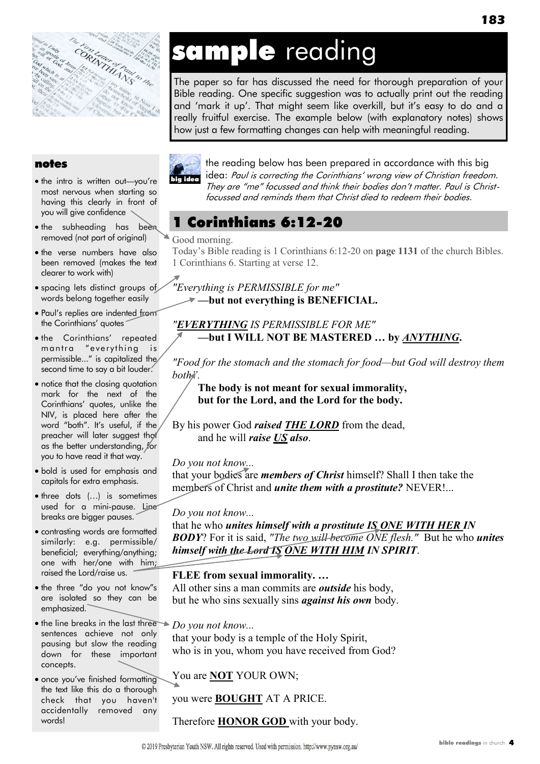# **sample** reading

The paper so far has discussed the need for thorough preparation of your Bible reading. One specific suggestion was to actually print out the reading and 'mark it up'. That might seem like overkill, but it's easy to do and a really fruitful exercise. The example below (with explanatory notes) shows how just a few formatting changes can help with meaningful reading.

**notes**

- the intro is written out—you're most nervous when starting so having this clearly in front of you will give confidence
- the subheading has been removed (not part of original)
- the verse numbers have also been removed (makes the text clearer to work with)
- spacing lets distinct groups of words belong together easily
- Paul's replies are indented from the Corinthians' quotes
- the Corinthians' repeated mantra "everything is permissible..." is capitalized the second time to say a bit louder.
- notice that the closing quotation mark for the next of the Corinthians' quotes, unlike the NIV, is placed here after the word "both". It's useful, if the preacher will later suggest that as the better understanding, for you to have read it that way.
- bold is used for emphasis and capitals for extra emphasis.
- three dots (…) is sometimes used for a mini-pause. Line breaks are bigger pauses.
- contrasting words are formatted similarly: e.g. permissible/beneficial; everything/anything; one with her/one with him; raised the Lord/raise us.
- the three "do you not know"s are isolated so they can be emphasized.
- the line breaks in the last three sentences achieve not only pausing but slow the reading down for these important concepts.
- once you've finished formatting the text like this do a thorough check that you haven't accidentally removed any words!

**big idea**

the reading below has been prepared in accordance with this big idea: *Paul is correcting the Corinthians' wrong view of Christian freedom. They are "me" focussed and think their bodies don't matter. Paul is Christ-focussed and reminds them that Christ died to redeem their bodies.*

## 1 Corinthians 6:12-20

Good morning.
Today's Bible reading is 1 Corinthians 6:12-20 on **page 1131** of the church Bibles.
1 Corinthians 6. Starting at verse 12.

*"Everything is PERMISSIBLE for me"*
    **—but not everything is BENEFICIAL.**

*"__EVERYTHING__ IS PERMISSIBLE FOR ME"*
    **—but I WILL NOT BE MASTERED … by *__ANYTHING__*.**

*"Food for the stomach and the stomach for food—but God will destroy them both".*
    **The body is not meant for sexual immorality,**
    **but for the Lord, and the Lord for the body.**

By his power God ***raised*** ***__THE LORD__*** from the dead,
    and he will ***raise*** ***__US__*** ***also***.

*Do you not know...*
that your bodies are ***members of Christ*** himself? Shall I then take the members of Christ and ***unite them with a prostitute?*** NEVER!...

*Do you not know...*
that he who ***unites himself with a prostitute __IS ONE WITH HER__ IN BODY***? For it is said, *"The two will become ONE flesh."* But he who ***unites himself with the Lord __IS ONE WITH HIM__ IN SPIRIT***.

**FLEE from sexual immorality. …**
All other sins a man commits are ***outside*** his body,
but he who sins sexually sins ***against his own*** body.

*Do you not know...*
that your body is a temple of the Holy Spirit,
who is in you, whom you have received from God?

You are **__NOT__** YOUR OWN;

you were **__BOUGHT__** AT A PRICE.

Therefore **__HONOR GOD__** with your body.

© 2019 Presbyterian Youth NSW. All rights reserved. Used with permission. http://www.pynsw.org.au/